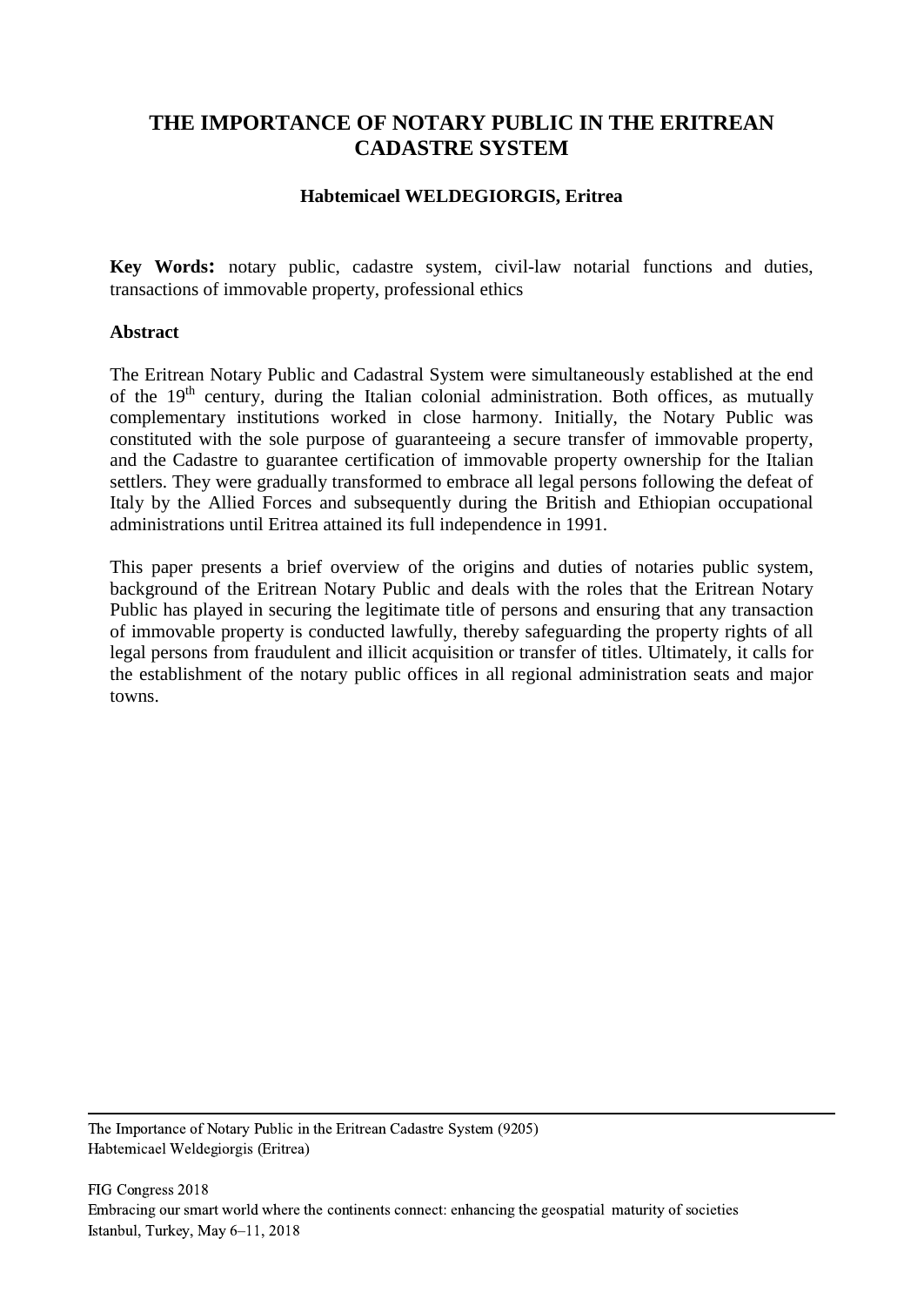# THE IMPORTANCE OF NOTARY PUBLIC IN THE ERITREAN CADASTRE SYSTEM

**Habtemicael WELDEGIORGIS, Eritrea**

**Key Words:** notary public, cadastre system, civil-law notarial functions and duties, transactions of immovable property, professional ethics

## Abstract

The Eritrean Notary Public and Cadastral System were simultaneously established at the end of the 19th century, during the Italian colonial administration. Both offices, as mutually complementary institutions worked in close harmony. Initially, the Notary Public was constituted with the sole purpose of guaranteeing a secure transfer of immovable property, and the Cadastre to guarantee certification of immovable property ownership for the Italian settlers. They were gradually transformed to embrace all legal persons following the defeat of Italy by the Allied Forces and subsequently during the British and Ethiopian occupational administrations until Eritrea attained its full independence in 1991.

This paper presents a brief overview of the origins and duties of notaries public system, background of the Eritrean Notary Public and deals with the roles that the Eritrean Notary Public has played in securing the legitimate title of persons and ensuring that any transaction of immovable property is conducted lawfully, thereby safeguarding the property rights of all legal persons from fraudulent and illicit acquisition or transfer of titles. Ultimately, it calls for the establishment of the notary public offices in all regional administration seats and major towns.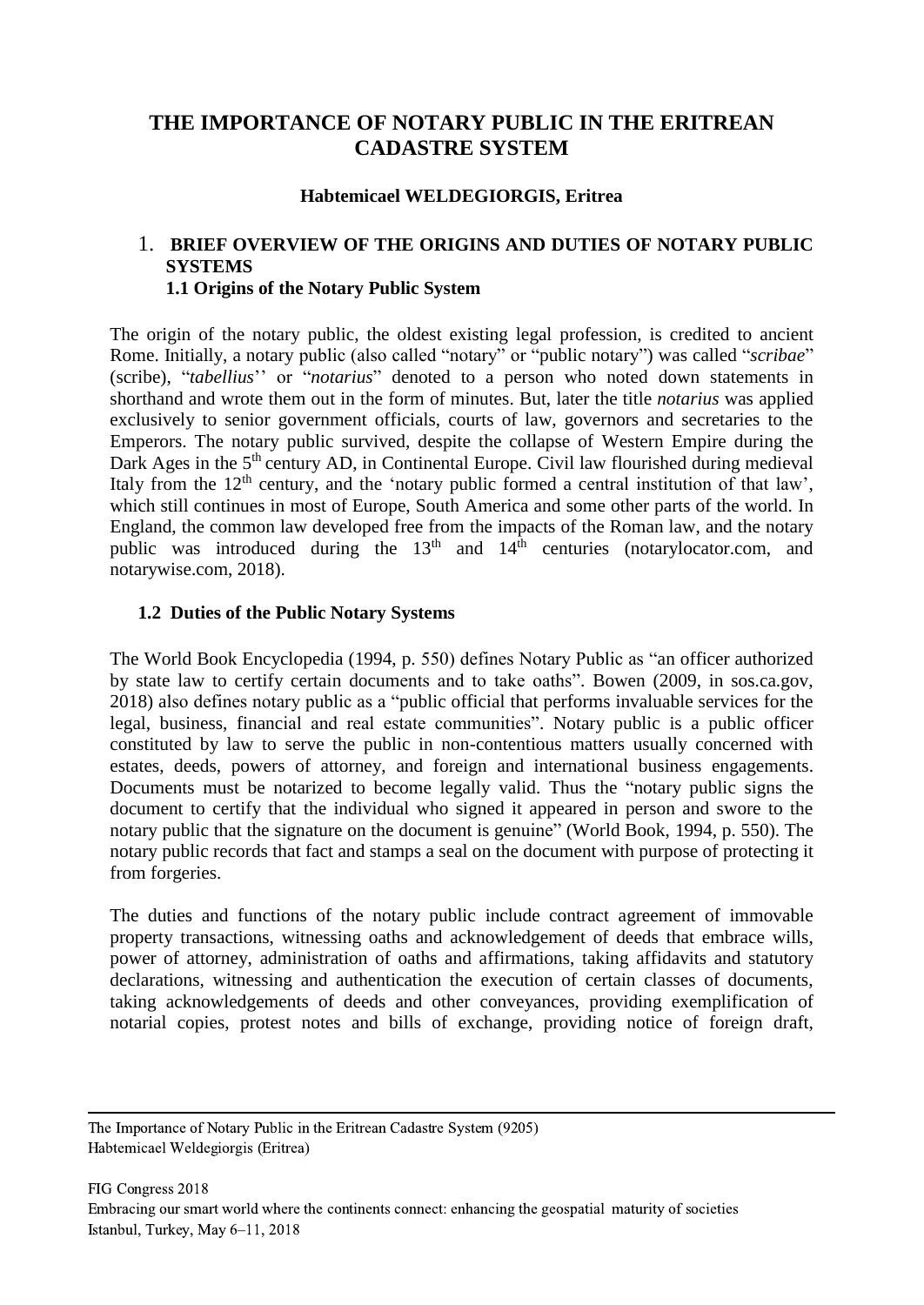# THE IMPORTANCE OF NOTARY PUBLIC IN THE ERITREAN CADASTRE SYSTEM

**Habtemicael WELDEGIORGIS, Eritrea**

## 1. BRIEF OVERVIEW OF THE ORIGINS AND DUTIES OF NOTARY PUBLIC SYSTEMS

### 1.1 Origins of the Notary Public System

The origin of the notary public, the oldest existing legal profession, is credited to ancient Rome. Initially, a notary public (also called "notary" or "public notary") was called "*scribae*" (scribe), "*tabellius*'' or "*notarius*" denoted to a person who noted down statements in shorthand and wrote them out in the form of minutes. But, later the title *notarius* was applied exclusively to senior government officials, courts of law, governors and secretaries to the Emperors. The notary public survived, despite the collapse of Western Empire during the Dark Ages in the 5th century AD, in Continental Europe. Civil law flourished during medieval Italy from the 12th century, and the 'notary public formed a central institution of that law', which still continues in most of Europe, South America and some other parts of the world. In England, the common law developed free from the impacts of the Roman law, and the notary public was introduced during the 13th and 14th centuries (notarylocator.com, and notarywise.com, 2018).

### 1.2 Duties of the Public Notary Systems

The World Book Encyclopedia (1994, p. 550) defines Notary Public as "an officer authorized by state law to certify certain documents and to take oaths". Bowen (2009, in sos.ca.gov, 2018) also defines notary public as a "public official that performs invaluable services for the legal, business, financial and real estate communities". Notary public is a public officer constituted by law to serve the public in non-contentious matters usually concerned with estates, deeds, powers of attorney, and foreign and international business engagements. Documents must be notarized to become legally valid. Thus the "notary public signs the document to certify that the individual who signed it appeared in person and swore to the notary public that the signature on the document is genuine" (World Book, 1994, p. 550). The notary public records that fact and stamps a seal on the document with purpose of protecting it from forgeries.

The duties and functions of the notary public include contract agreement of immovable property transactions, witnessing oaths and acknowledgement of deeds that embrace wills, power of attorney, administration of oaths and affirmations, taking affidavits and statutory declarations, witnessing and authentication the execution of certain classes of documents, taking acknowledgements of deeds and other conveyances, providing exemplification of notarial copies, protest notes and bills of exchange, providing notice of foreign draft,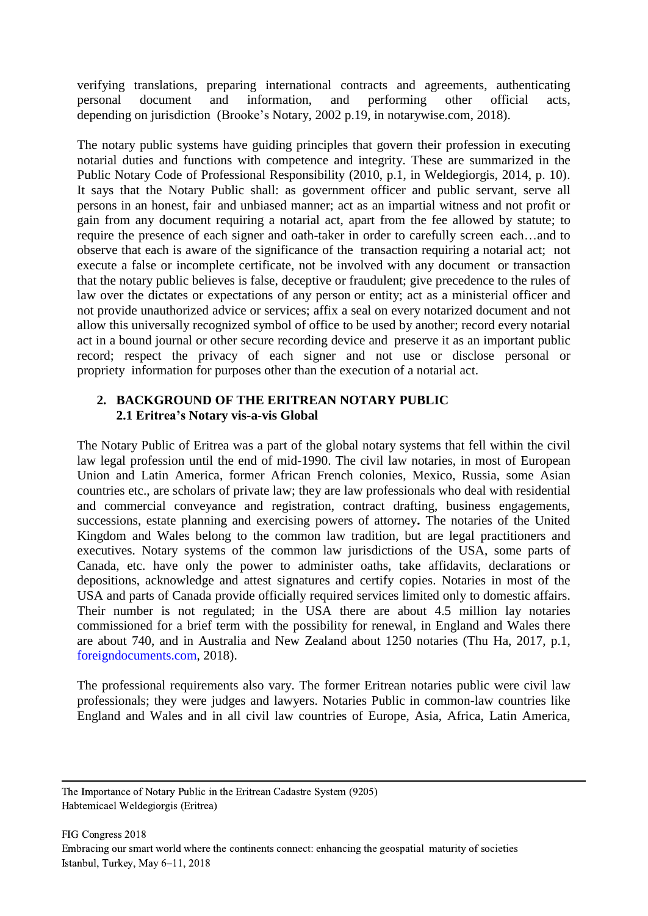verifying translations, preparing international contracts and agreements, authenticating personal document and information, and performing other official acts, depending on jurisdiction (Brooke's Notary, 2002 p.19, in notarywise.com, 2018).

The notary public systems have guiding principles that govern their profession in executing notarial duties and functions with competence and integrity. These are summarized in the Public Notary Code of Professional Responsibility (2010, p.1, in Weldegiorgis, 2014, p. 10). It says that the Notary Public shall: as government officer and public servant, serve all persons in an honest, fair and unbiased manner; act as an impartial witness and not profit or gain from any document requiring a notarial act, apart from the fee allowed by statute; to require the presence of each signer and oath-taker in order to carefully screen each…and to observe that each is aware of the significance of the transaction requiring a notarial act; not execute a false or incomplete certificate, not be involved with any document or transaction that the notary public believes is false, deceptive or fraudulent; give precedence to the rules of law over the dictates or expectations of any person or entity; act as a ministerial officer and not provide unauthorized advice or services; affix a seal on every notarized document and not allow this universally recognized symbol of office to be used by another; record every notarial act in a bound journal or other secure recording device and preserve it as an important public record; respect the privacy of each signer and not use or disclose personal or propriety information for purposes other than the execution of a notarial act.

## 2. BACKGROUND OF THE ERITREAN NOTARY PUBLIC

### 2.1 Eritrea's Notary vis-a-vis Global

The Notary Public of Eritrea was a part of the global notary systems that fell within the civil law legal profession until the end of mid-1990. The civil law notaries, in most of European Union and Latin America, former African French colonies, Mexico, Russia, some Asian countries etc., are scholars of private law; they are law professionals who deal with residential and commercial conveyance and registration, contract drafting, business engagements, successions, estate planning and exercising powers of attorney**.** The notaries of the United Kingdom and Wales belong to the common law tradition, but are legal practitioners and executives. Notary systems of the common law jurisdictions of the USA, some parts of Canada, etc. have only the power to administer oaths, take affidavits, declarations or depositions, acknowledge and attest signatures and certify copies. Notaries in most of the USA and parts of Canada provide officially required services limited only to domestic affairs. Their number is not regulated; in the USA there are about 4.5 million lay notaries commissioned for a brief term with the possibility for renewal, in England and Wales there are about 740, and in Australia and New Zealand about 1250 notaries (Thu Ha, 2017, p.1, foreigndocuments.com, 2018).

The professional requirements also vary. The former Eritrean notaries public were civil law professionals; they were judges and lawyers. Notaries Public in common-law countries like England and Wales and in all civil law countries of Europe, Asia, Africa, Latin America,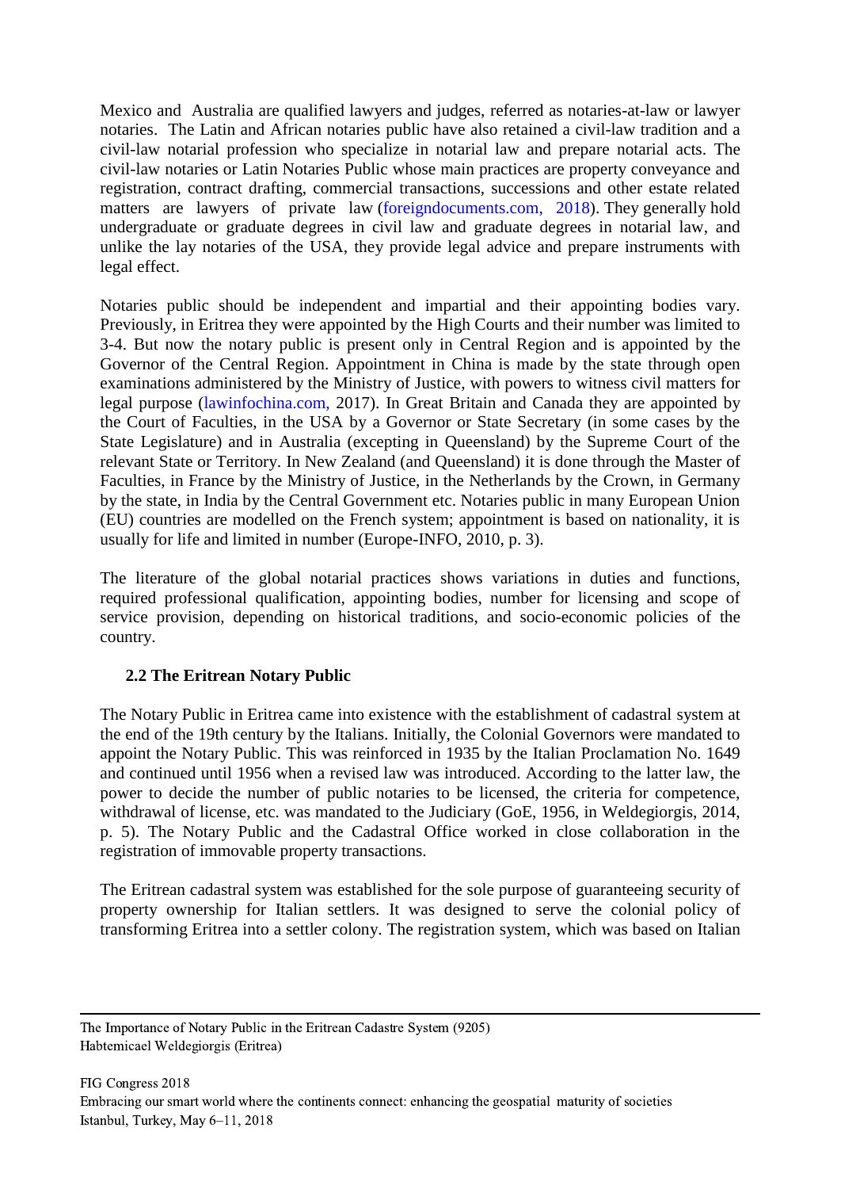Mexico and Australia are qualified lawyers and judges, referred as notaries-at-law or lawyer notaries. The Latin and African notaries public have also retained a civil-law tradition and a civil-law notarial profession who specialize in notarial law and prepare notarial acts. The civil-law notaries or Latin Notaries Public whose main practices are property conveyance and registration, contract drafting, commercial transactions, successions and other estate related matters are lawyers of private law (foreigndocuments.com, 2018). They generally hold undergraduate or graduate degrees in civil law and graduate degrees in notarial law, and unlike the lay notaries of the USA, they provide legal advice and prepare instruments with legal effect.

Notaries public should be independent and impartial and their appointing bodies vary. Previously, in Eritrea they were appointed by the High Courts and their number was limited to 3-4. But now the notary public is present only in Central Region and is appointed by the Governor of the Central Region. Appointment in China is made by the state through open examinations administered by the Ministry of Justice, with powers to witness civil matters for legal purpose (lawinfochina.com, 2017). In Great Britain and Canada they are appointed by the Court of Faculties, in the USA by a Governor or State Secretary (in some cases by the State Legislature) and in Australia (excepting in Queensland) by the Supreme Court of the relevant State or Territory. In New Zealand (and Queensland) it is done through the Master of Faculties, in France by the Ministry of Justice, in the Netherlands by the Crown, in Germany by the state, in India by the Central Government etc. Notaries public in many European Union (EU) countries are modelled on the French system; appointment is based on nationality, it is usually for life and limited in number (Europe-INFO, 2010, p. 3).

The literature of the global notarial practices shows variations in duties and functions, required professional qualification, appointing bodies, number for licensing and scope of service provision, depending on historical traditions, and socio-economic policies of the country.

## 2.2 The Eritrean Notary Public

The Notary Public in Eritrea came into existence with the establishment of cadastral system at the end of the 19th century by the Italians. Initially, the Colonial Governors were mandated to appoint the Notary Public. This was reinforced in 1935 by the Italian Proclamation No. 1649 and continued until 1956 when a revised law was introduced. According to the latter law, the power to decide the number of public notaries to be licensed, the criteria for competence, withdrawal of license, etc. was mandated to the Judiciary (GoE, 1956, in Weldegiorgis, 2014, p. 5). The Notary Public and the Cadastral Office worked in close collaboration in the registration of immovable property transactions.

The Eritrean cadastral system was established for the sole purpose of guaranteeing security of property ownership for Italian settlers. It was designed to serve the colonial policy of transforming Eritrea into a settler colony. The registration system, which was based on Italian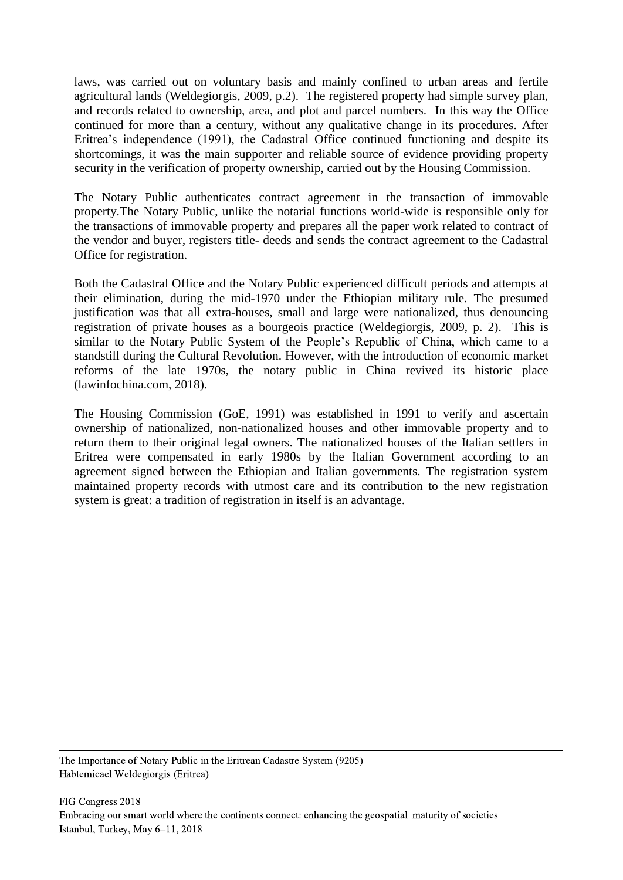laws, was carried out on voluntary basis and mainly confined to urban areas and fertile agricultural lands (Weldegiorgis, 2009, p.2). The registered property had simple survey plan, and records related to ownership, area, and plot and parcel numbers. In this way the Office continued for more than a century, without any qualitative change in its procedures. After Eritrea's independence (1991), the Cadastral Office continued functioning and despite its shortcomings, it was the main supporter and reliable source of evidence providing property security in the verification of property ownership, carried out by the Housing Commission.

The Notary Public authenticates contract agreement in the transaction of immovable property.The Notary Public, unlike the notarial functions world-wide is responsible only for the transactions of immovable property and prepares all the paper work related to contract of the vendor and buyer, registers title- deeds and sends the contract agreement to the Cadastral Office for registration.

Both the Cadastral Office and the Notary Public experienced difficult periods and attempts at their elimination, during the mid-1970 under the Ethiopian military rule. The presumed justification was that all extra-houses, small and large were nationalized, thus denouncing registration of private houses as a bourgeois practice (Weldegiorgis, 2009, p. 2). This is similar to the Notary Public System of the People's Republic of China, which came to a standstill during the Cultural Revolution. However, with the introduction of economic market reforms of the late 1970s, the notary public in China revived its historic place (lawinfochina.com, 2018).

The Housing Commission (GoE, 1991) was established in 1991 to verify and ascertain ownership of nationalized, non-nationalized houses and other immovable property and to return them to their original legal owners. The nationalized houses of the Italian settlers in Eritrea were compensated in early 1980s by the Italian Government according to an agreement signed between the Ethiopian and Italian governments. The registration system maintained property records with utmost care and its contribution to the new registration system is great: a tradition of registration in itself is an advantage.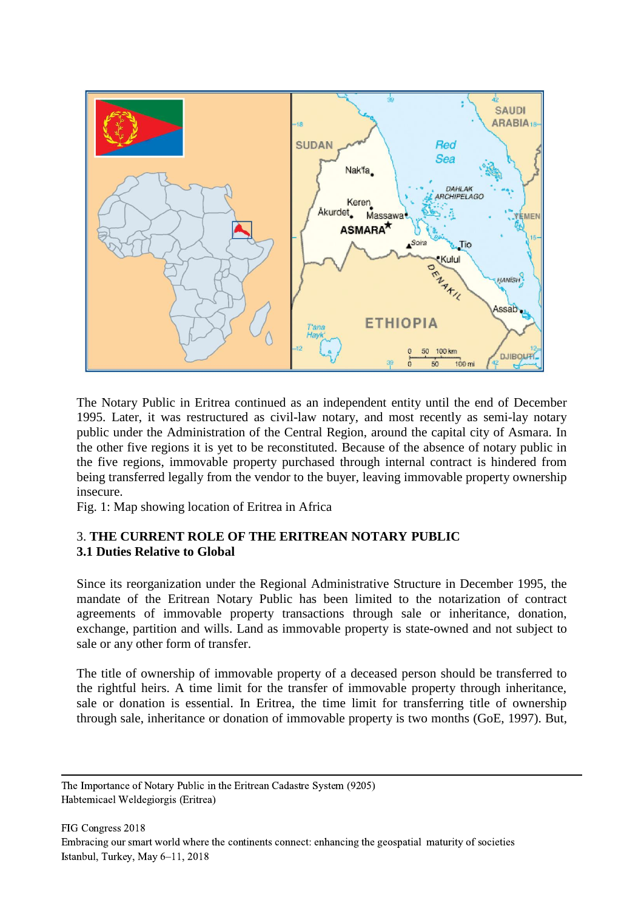The Notary Public in Eritrea continued as an independent entity until the end of December 1995. Later, it was restructured as civil-law notary, and most recently as semi-lay notary public under the Administration of the Central Region, around the capital city of Asmara. In the other five regions it is yet to be reconstituted. Because of the absence of notary public in the five regions, immovable property purchased through internal contract is hindered from being transferred legally from the vendor to the buyer, leaving immovable property ownership insecure.

Fig. 1: Map showing location of Eritrea in Africa

## 3. **THE CURRENT ROLE OF THE ERITREAN NOTARY PUBLIC**

### 3.1 Duties Relative to Global

Since its reorganization under the Regional Administrative Structure in December 1995, the mandate of the Eritrean Notary Public has been limited to the notarization of contract agreements of immovable property transactions through sale or inheritance, donation, exchange, partition and wills. Land as immovable property is state-owned and not subject to sale or any other form of transfer.

The title of ownership of immovable property of a deceased person should be transferred to the rightful heirs. A time limit for the transfer of immovable property through inheritance, sale or donation is essential. In Eritrea, the time limit for transferring title of ownership through sale, inheritance or donation of immovable property is two months (GoE, 1997). But,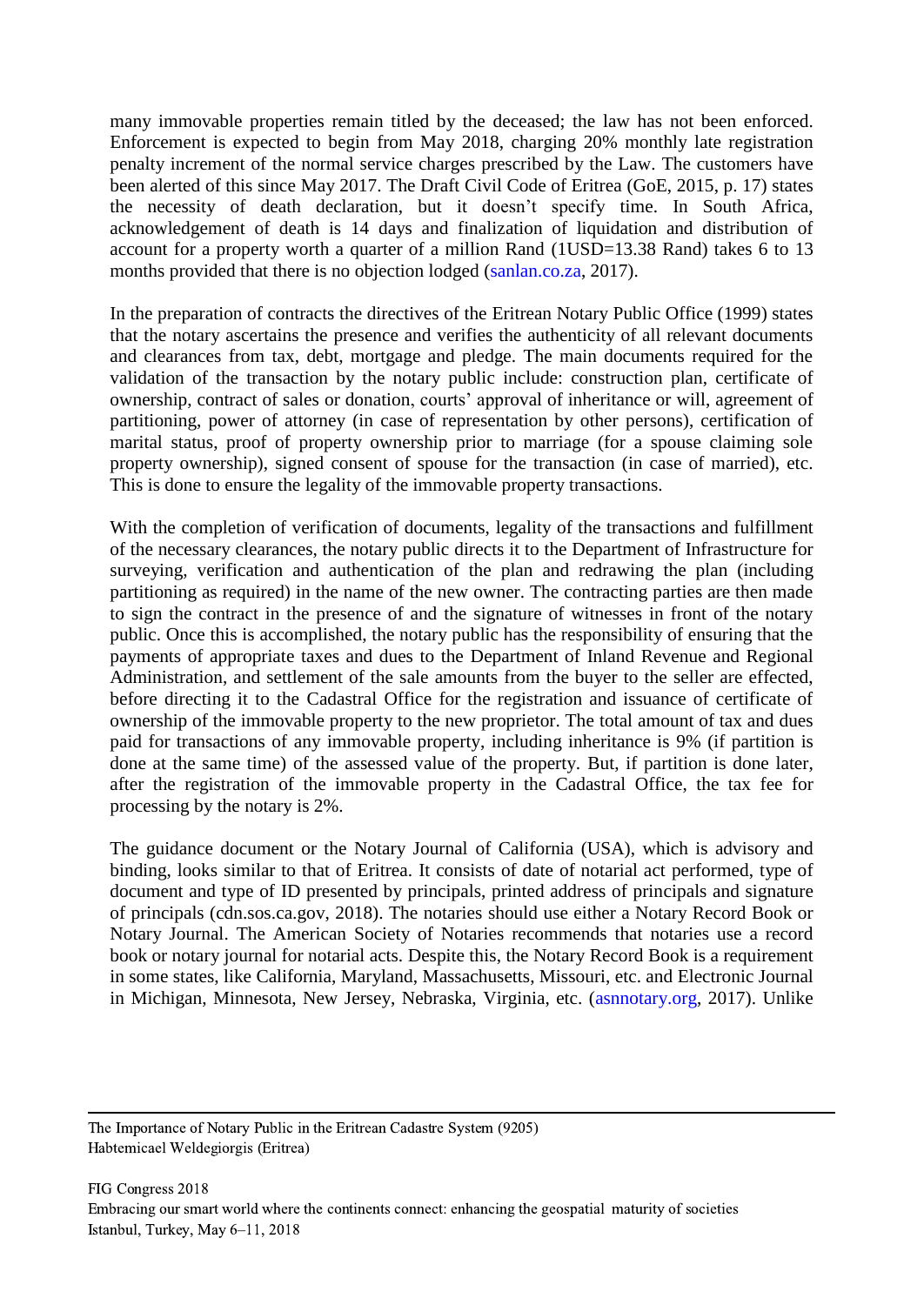many immovable properties remain titled by the deceased; the law has not been enforced. Enforcement is expected to begin from May 2018, charging 20% monthly late registration penalty increment of the normal service charges prescribed by the Law. The customers have been alerted of this since May 2017. The Draft Civil Code of Eritrea (GoE, 2015, p. 17) states the necessity of death declaration, but it doesn't specify time. In South Africa, acknowledgement of death is 14 days and finalization of liquidation and distribution of account for a property worth a quarter of a million Rand (1USD=13.38 Rand) takes 6 to 13 months provided that there is no objection lodged (sanlan.co.za, 2017).

In the preparation of contracts the directives of the Eritrean Notary Public Office (1999) states that the notary ascertains the presence and verifies the authenticity of all relevant documents and clearances from tax, debt, mortgage and pledge. The main documents required for the validation of the transaction by the notary public include: construction plan, certificate of ownership, contract of sales or donation, courts' approval of inheritance or will, agreement of partitioning, power of attorney (in case of representation by other persons), certification of marital status, proof of property ownership prior to marriage (for a spouse claiming sole property ownership), signed consent of spouse for the transaction (in case of married), etc. This is done to ensure the legality of the immovable property transactions.

With the completion of verification of documents, legality of the transactions and fulfillment of the necessary clearances, the notary public directs it to the Department of Infrastructure for surveying, verification and authentication of the plan and redrawing the plan (including partitioning as required) in the name of the new owner. The contracting parties are then made to sign the contract in the presence of and the signature of witnesses in front of the notary public. Once this is accomplished, the notary public has the responsibility of ensuring that the payments of appropriate taxes and dues to the Department of Inland Revenue and Regional Administration, and settlement of the sale amounts from the buyer to the seller are effected, before directing it to the Cadastral Office for the registration and issuance of certificate of ownership of the immovable property to the new proprietor. The total amount of tax and dues paid for transactions of any immovable property, including inheritance is 9% (if partition is done at the same time) of the assessed value of the property. But, if partition is done later, after the registration of the immovable property in the Cadastral Office, the tax fee for processing by the notary is 2%.

The guidance document or the Notary Journal of California (USA), which is advisory and binding, looks similar to that of Eritrea. It consists of date of notarial act performed, type of document and type of ID presented by principals, printed address of principals and signature of principals (cdn.sos.ca.gov, 2018). The notaries should use either a Notary Record Book or Notary Journal. The American Society of Notaries recommends that notaries use a record book or notary journal for notarial acts. Despite this, the Notary Record Book is a requirement in some states, like California, Maryland, Massachusetts, Missouri, etc. and Electronic Journal in Michigan, Minnesota, New Jersey, Nebraska, Virginia, etc. (asnnotary.org, 2017). Unlike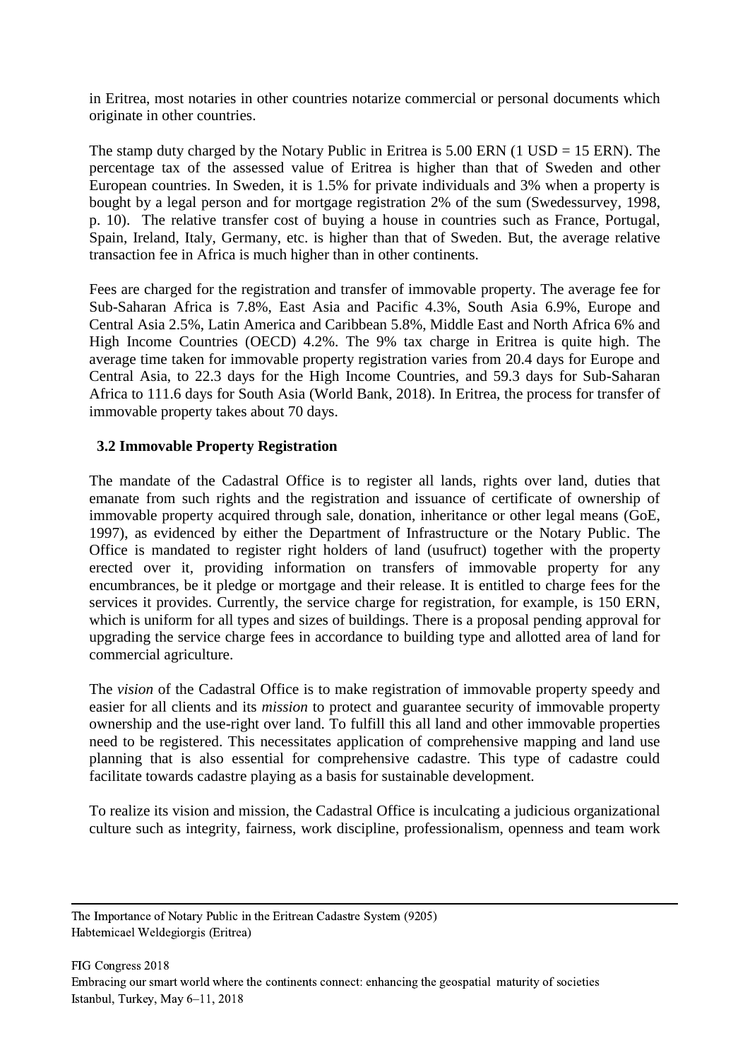in Eritrea, most notaries in other countries notarize commercial or personal documents which originate in other countries.

The stamp duty charged by the Notary Public in Eritrea is 5.00 ERN (1 USD = 15 ERN). The percentage tax of the assessed value of Eritrea is higher than that of Sweden and other European countries. In Sweden, it is 1.5% for private individuals and 3% when a property is bought by a legal person and for mortgage registration 2% of the sum (Swedessurvey, 1998, p. 10). The relative transfer cost of buying a house in countries such as France, Portugal, Spain, Ireland, Italy, Germany, etc. is higher than that of Sweden. But, the average relative transaction fee in Africa is much higher than in other continents.

Fees are charged for the registration and transfer of immovable property. The average fee for Sub-Saharan Africa is 7.8%, East Asia and Pacific 4.3%, South Asia 6.9%, Europe and Central Asia 2.5%, Latin America and Caribbean 5.8%, Middle East and North Africa 6% and High Income Countries (OECD) 4.2%. The 9% tax charge in Eritrea is quite high. The average time taken for immovable property registration varies from 20.4 days for Europe and Central Asia, to 22.3 days for the High Income Countries, and 59.3 days for Sub-Saharan Africa to 111.6 days for South Asia (World Bank, 2018). In Eritrea, the process for transfer of immovable property takes about 70 days.

### 3.2 Immovable Property Registration

The mandate of the Cadastral Office is to register all lands, rights over land, duties that emanate from such rights and the registration and issuance of certificate of ownership of immovable property acquired through sale, donation, inheritance or other legal means (GoE, 1997), as evidenced by either the Department of Infrastructure or the Notary Public. The Office is mandated to register right holders of land (usufruct) together with the property erected over it, providing information on transfers of immovable property for any encumbrances, be it pledge or mortgage and their release. It is entitled to charge fees for the services it provides. Currently, the service charge for registration, for example, is 150 ERN, which is uniform for all types and sizes of buildings. There is a proposal pending approval for upgrading the service charge fees in accordance to building type and allotted area of land for commercial agriculture.

The *vision* of the Cadastral Office is to make registration of immovable property speedy and easier for all clients and its *mission* to protect and guarantee security of immovable property ownership and the use-right over land. To fulfill this all land and other immovable properties need to be registered. This necessitates application of comprehensive mapping and land use planning that is also essential for comprehensive cadastre. This type of cadastre could facilitate towards cadastre playing as a basis for sustainable development.

To realize its vision and mission, the Cadastral Office is inculcating a judicious organizational culture such as integrity, fairness, work discipline, professionalism, openness and team work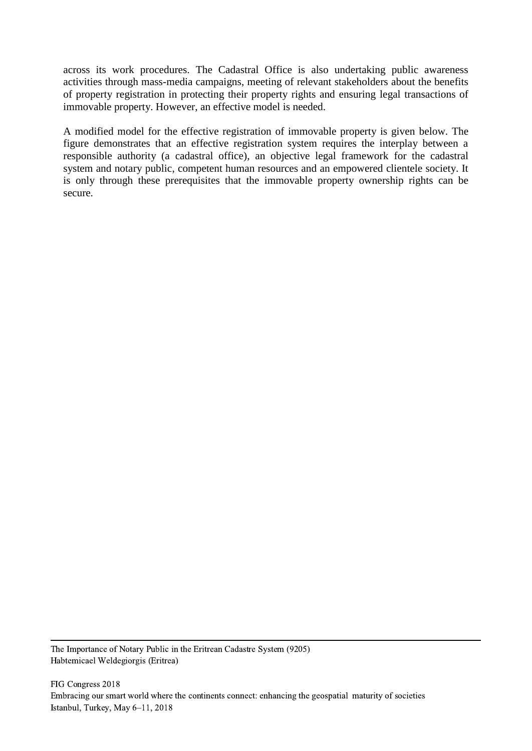across its work procedures. The Cadastral Office is also undertaking public awareness activities through mass-media campaigns, meeting of relevant stakeholders about the benefits of property registration in protecting their property rights and ensuring legal transactions of immovable property. However, an effective model is needed.

A modified model for the effective registration of immovable property is given below. The figure demonstrates that an effective registration system requires the interplay between a responsible authority (a cadastral office), an objective legal framework for the cadastral system and notary public, competent human resources and an empowered clientele society. It is only through these prerequisites that the immovable property ownership rights can be secure.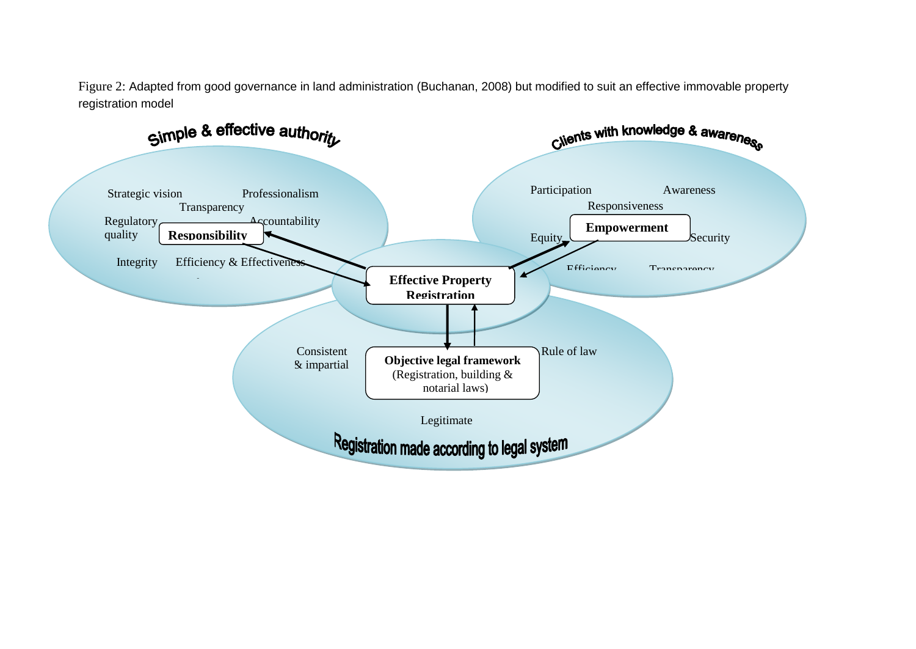Figure 2: Adapted from good governance in land administration (Buchanan, 2008) but modified to suit an effective immovable property registration model

Simple & effective authority

Strategic vision Professionalism
Transparency
Regulatory quality **Responsibility** Accountability
Integrity Efficiency & Effectiveness

Clients with knowledge & awareness

Participation Awareness
Responsiveness
Equity **Empowerment** Security
Efficiency Transparency

**Effective Property Registration**

Consistent & impartial **Objective legal framework** (Registration, building & notarial laws) Rule of law

Legitimate

Registration made according to legal system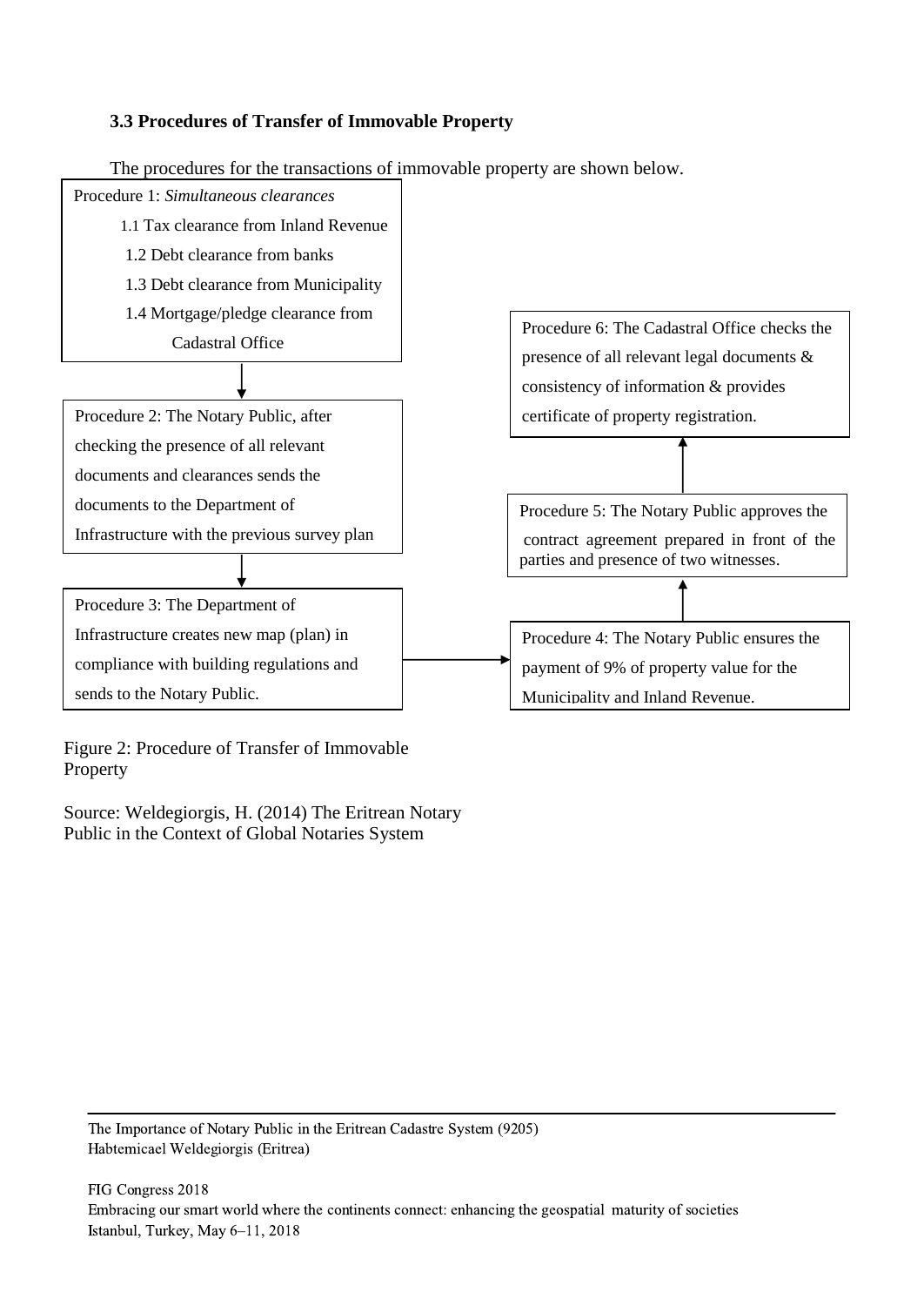### 3.3 Procedures of Transfer of Immovable Property

The procedures for the transactions of immovable property are shown below.

Procedure 1: *Simultaneous clearances*

1.1 Tax clearance from Inland Revenue
1.2 Debt clearance from banks
1.3 Debt clearance from Municipality
1.4 Mortgage/pledge clearance from Cadastral Office

Procedure 2: The Notary Public, after checking the presence of all relevant documents and clearances sends the documents to the Department of Infrastructure with the previous survey plan

Procedure 3: The Department of Infrastructure creates new map (plan) in compliance with building regulations and sends to the Notary Public.

Procedure 4: The Notary Public ensures the payment of 9% of property value for the Municipality and Inland Revenue.

Procedure 5: The Notary Public approves the contract agreement prepared in front of the parties and presence of two witnesses.

Procedure 6: The Cadastral Office checks the presence of all relevant legal documents & consistency of information & provides certificate of property registration.

Figure 2: Procedure of Transfer of Immovable Property

Source: Weldegiorgis, H. (2014) The Eritrean Notary Public in the Context of Global Notaries System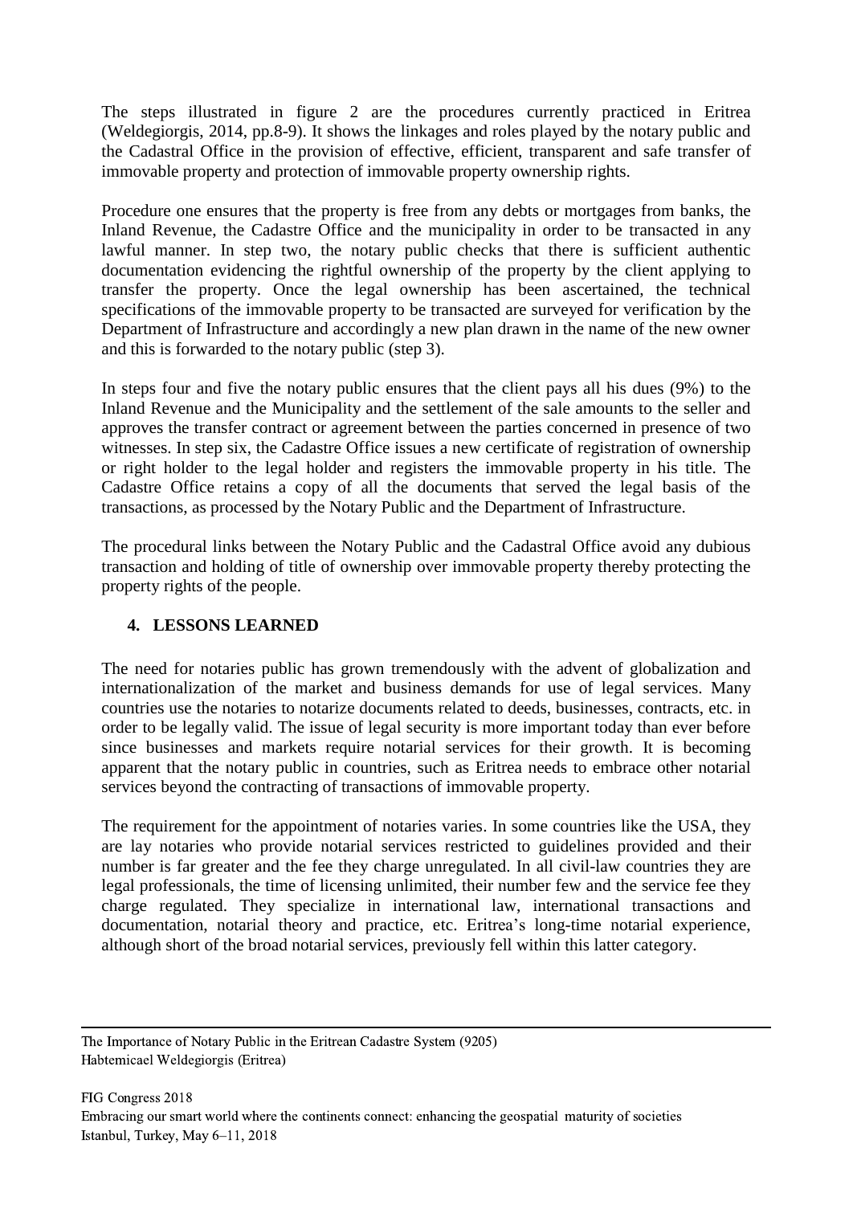The steps illustrated in figure 2 are the procedures currently practiced in Eritrea (Weldegiorgis, 2014, pp.8-9). It shows the linkages and roles played by the notary public and the Cadastral Office in the provision of effective, efficient, transparent and safe transfer of immovable property and protection of immovable property ownership rights.

Procedure one ensures that the property is free from any debts or mortgages from banks, the Inland Revenue, the Cadastre Office and the municipality in order to be transacted in any lawful manner. In step two, the notary public checks that there is sufficient authentic documentation evidencing the rightful ownership of the property by the client applying to transfer the property. Once the legal ownership has been ascertained, the technical specifications of the immovable property to be transacted are surveyed for verification by the Department of Infrastructure and accordingly a new plan drawn in the name of the new owner and this is forwarded to the notary public (step 3).

In steps four and five the notary public ensures that the client pays all his dues (9%) to the Inland Revenue and the Municipality and the settlement of the sale amounts to the seller and approves the transfer contract or agreement between the parties concerned in presence of two witnesses. In step six, the Cadastre Office issues a new certificate of registration of ownership or right holder to the legal holder and registers the immovable property in his title. The Cadastre Office retains a copy of all the documents that served the legal basis of the transactions, as processed by the Notary Public and the Department of Infrastructure.

The procedural links between the Notary Public and the Cadastral Office avoid any dubious transaction and holding of title of ownership over immovable property thereby protecting the property rights of the people.

## 4. LESSONS LEARNED

The need for notaries public has grown tremendously with the advent of globalization and internationalization of the market and business demands for use of legal services. Many countries use the notaries to notarize documents related to deeds, businesses, contracts, etc. in order to be legally valid. The issue of legal security is more important today than ever before since businesses and markets require notarial services for their growth. It is becoming apparent that the notary public in countries, such as Eritrea needs to embrace other notarial services beyond the contracting of transactions of immovable property.

The requirement for the appointment of notaries varies. In some countries like the USA, they are lay notaries who provide notarial services restricted to guidelines provided and their number is far greater and the fee they charge unregulated. In all civil-law countries they are legal professionals, the time of licensing unlimited, their number few and the service fee they charge regulated. They specialize in international law, international transactions and documentation, notarial theory and practice, etc. Eritrea's long-time notarial experience, although short of the broad notarial services, previously fell within this latter category.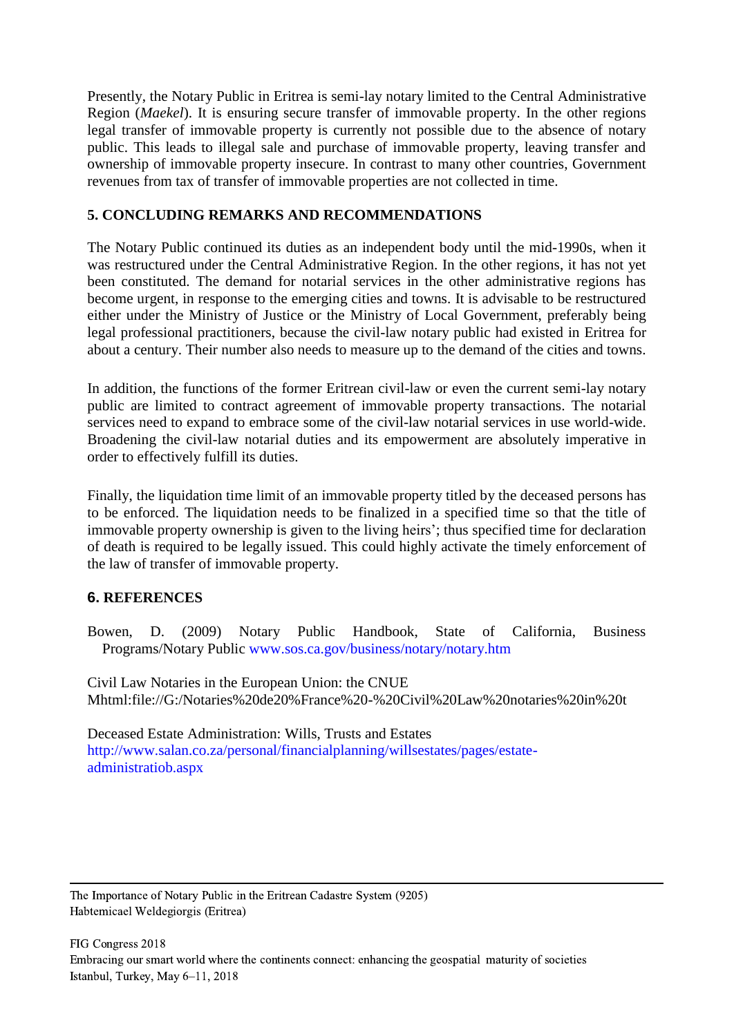Presently, the Notary Public in Eritrea is semi-lay notary limited to the Central Administrative Region (*Maekel*). It is ensuring secure transfer of immovable property. In the other regions legal transfer of immovable property is currently not possible due to the absence of notary public. This leads to illegal sale and purchase of immovable property, leaving transfer and ownership of immovable property insecure. In contrast to many other countries, Government revenues from tax of transfer of immovable properties are not collected in time.

## 5. CONCLUDING REMARKS AND RECOMMENDATIONS

The Notary Public continued its duties as an independent body until the mid-1990s, when it was restructured under the Central Administrative Region. In the other regions, it has not yet been constituted. The demand for notarial services in the other administrative regions has become urgent, in response to the emerging cities and towns. It is advisable to be restructured either under the Ministry of Justice or the Ministry of Local Government, preferably being legal professional practitioners, because the civil-law notary public had existed in Eritrea for about a century. Their number also needs to measure up to the demand of the cities and towns.

In addition, the functions of the former Eritrean civil-law or even the current semi-lay notary public are limited to contract agreement of immovable property transactions. The notarial services need to expand to embrace some of the civil-law notarial services in use world-wide. Broadening the civil-law notarial duties and its empowerment are absolutely imperative in order to effectively fulfill its duties.

Finally, the liquidation time limit of an immovable property titled by the deceased persons has to be enforced. The liquidation needs to be finalized in a specified time so that the title of immovable property ownership is given to the living heirs'; thus specified time for declaration of death is required to be legally issued. This could highly activate the timely enforcement of the law of transfer of immovable property.

## 6. REFERENCES

Bowen, D. (2009) Notary Public Handbook, State of California, Business Programs/Notary Public www.sos.ca.gov/business/notary/notary.htm

Civil Law Notaries in the European Union: the CNUE
Mhtml:file://G:/Notaries%20de20%France%20-%20Civil%20Law%20notaries%20in%20t

Deceased Estate Administration: Wills, Trusts and Estates
http://www.salan.co.za/personal/financialplanning/willsestates/pages/estate-administratiob.aspx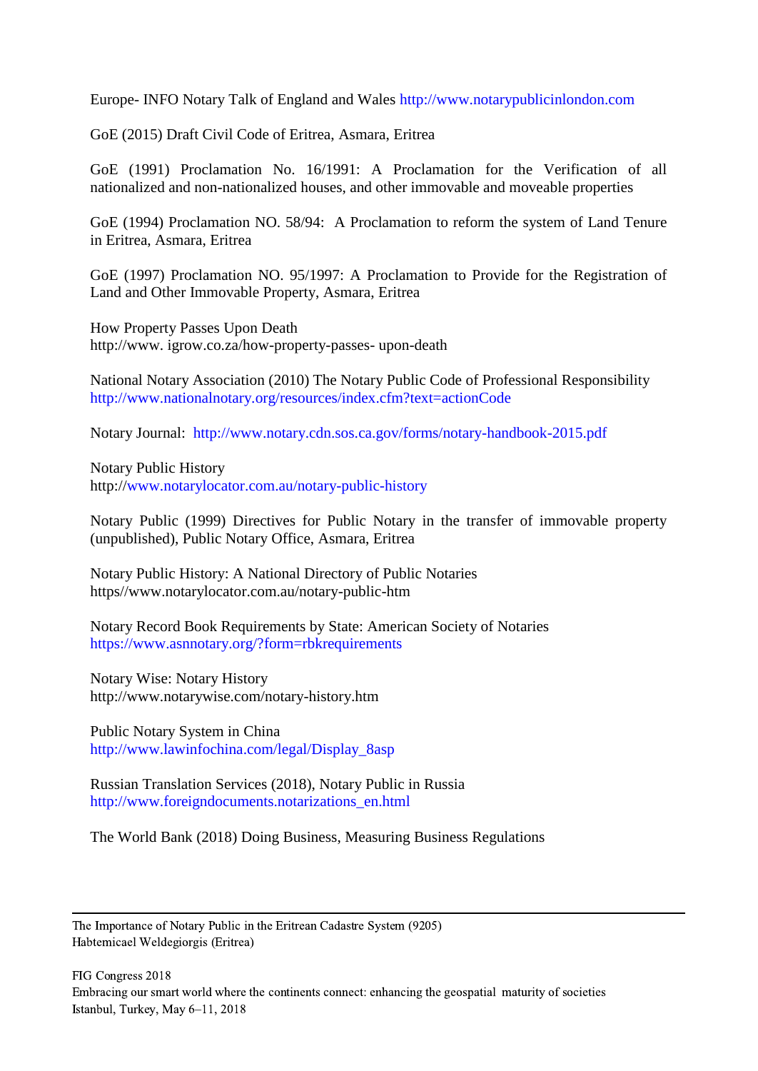Europe- INFO Notary Talk of England and Wales http://www.notarypublicinlondon.com

GoE (2015) Draft Civil Code of Eritrea, Asmara, Eritrea

GoE (1991) Proclamation No. 16/1991: A Proclamation for the Verification of all nationalized and non-nationalized houses, and other immovable and moveable properties

GoE (1994) Proclamation NO. 58/94: A Proclamation to reform the system of Land Tenure in Eritrea, Asmara, Eritrea

GoE (1997) Proclamation NO. 95/1997: A Proclamation to Provide for the Registration of Land and Other Immovable Property, Asmara, Eritrea

How Property Passes Upon Death
http://www. igrow.co.za/how-property-passes- upon-death

National Notary Association (2010) The Notary Public Code of Professional Responsibility
http://www.nationalnotary.org/resources/index.cfm?text=actionCode

Notary Journal: http://www.notary.cdn.sos.ca.gov/forms/notary-handbook-2015.pdf

Notary Public History
http://www.notarylocator.com.au/notary-public-history

Notary Public (1999) Directives for Public Notary in the transfer of immovable property (unpublished), Public Notary Office, Asmara, Eritrea

Notary Public History: A National Directory of Public Notaries
https//www.notarylocator.com.au/notary-public-htm

Notary Record Book Requirements by State: American Society of Notaries
https://www.asnnotary.org/?form=rbkrequirements

Notary Wise: Notary History
http://www.notarywise.com/notary-history.htm

Public Notary System in China
http://www.lawinfochina.com/legal/Display_8asp

Russian Translation Services (2018), Notary Public in Russia
http://www.foreigndocuments.notarizations_en.html

The World Bank (2018) Doing Business, Measuring Business Regulations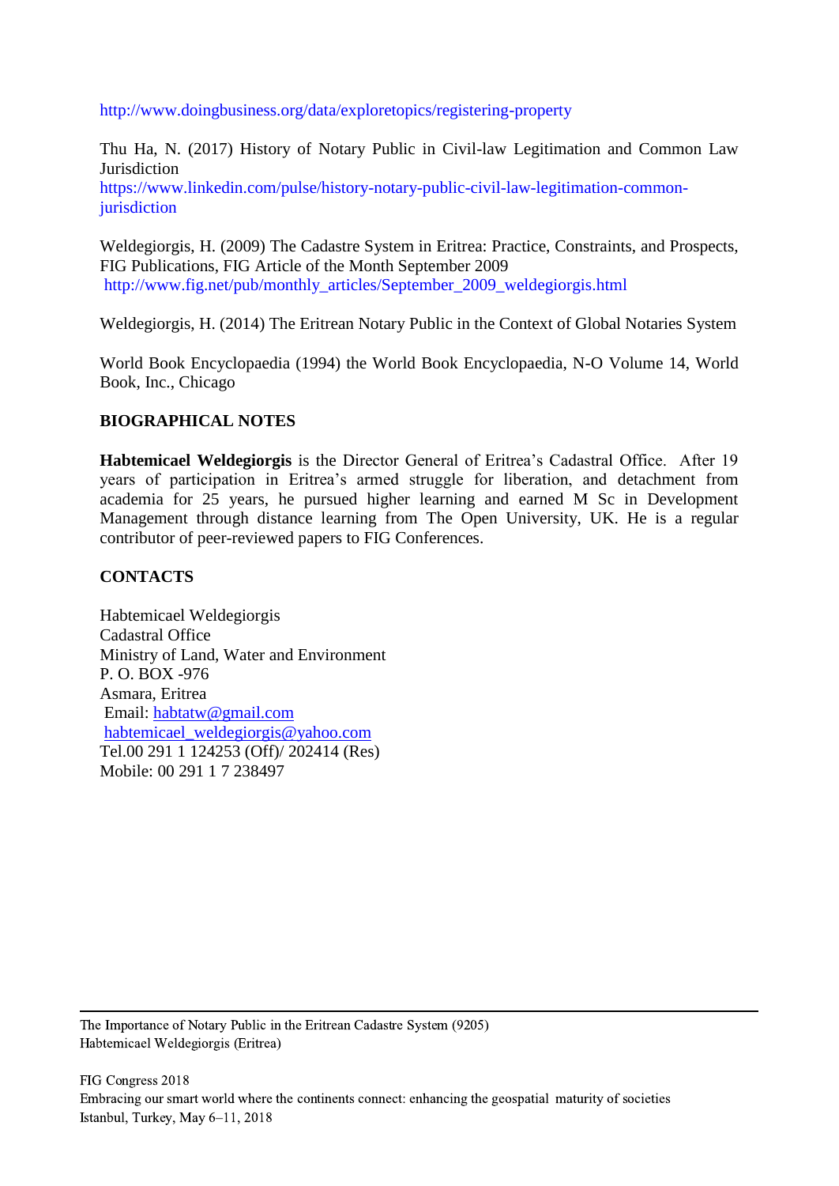http://www.doingbusiness.org/data/exploretopics/registering-property

Thu Ha, N. (2017) History of Notary Public in Civil-law Legitimation and Common Law Jurisdiction
https://www.linkedin.com/pulse/history-notary-public-civil-law-legitimation-common-jurisdiction

Weldegiorgis, H. (2009) The Cadastre System in Eritrea: Practice, Constraints, and Prospects, FIG Publications, FIG Article of the Month September 2009
http://www.fig.net/pub/monthly_articles/September_2009_weldegiorgis.html

Weldegiorgis, H. (2014) The Eritrean Notary Public in the Context of Global Notaries System

World Book Encyclopaedia (1994) the World Book Encyclopaedia, N-O Volume 14, World Book, Inc., Chicago

**BIOGRAPHICAL NOTES**

**Habtemicael Weldegiorgis** is the Director General of Eritrea's Cadastral Office. After 19 years of participation in Eritrea's armed struggle for liberation, and detachment from academia for 25 years, he pursued higher learning and earned M Sc in Development Management through distance learning from The Open University, UK. He is a regular contributor of peer-reviewed papers to FIG Conferences.

**CONTACTS**

Habtemicael Weldegiorgis
Cadastral Office
Ministry of Land, Water and Environment
P. O. BOX -976
Asmara, Eritrea
Email: habtatw@gmail.com
habtemicael_weldegiorgis@yahoo.com
Tel.00 291 1 124253 (Off)/ 202414 (Res)
Mobile: 00 291 1 7 238497